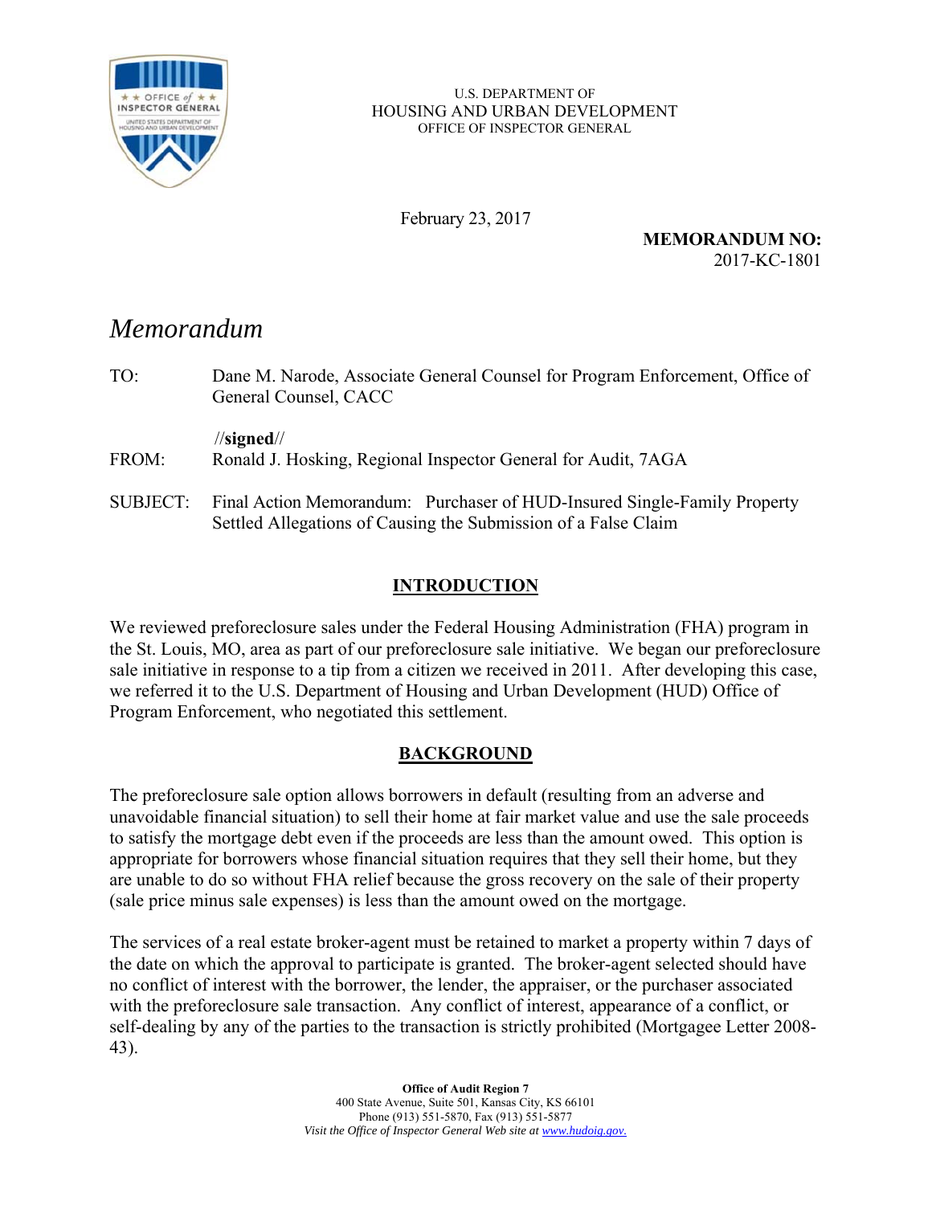U.S. DEPARTMENT OF
HOUSING AND URBAN DEVELOPMENT
OFFICE OF INSPECTOR GENERAL

February 23, 2017

**MEMORANDUM NO:**
2017-KC-1801

# *Memorandum*

TO: Dane M. Narode, Associate General Counsel for Program Enforcement, Office of General Counsel, CACC

//**signed**//

FROM: Ronald J. Hosking, Regional Inspector General for Audit, 7AGA

SUBJECT: Final Action Memorandum: Purchaser of HUD-Insured Single-Family Property Settled Allegations of Causing the Submission of a False Claim

## INTRODUCTION

We reviewed preforeclosure sales under the Federal Housing Administration (FHA) program in the St. Louis, MO, area as part of our preforeclosure sale initiative. We began our preforeclosure sale initiative in response to a tip from a citizen we received in 2011. After developing this case, we referred it to the U.S. Department of Housing and Urban Development (HUD) Office of Program Enforcement, who negotiated this settlement.

## BACKGROUND

The preforeclosure sale option allows borrowers in default (resulting from an adverse and unavoidable financial situation) to sell their home at fair market value and use the sale proceeds to satisfy the mortgage debt even if the proceeds are less than the amount owed. This option is appropriate for borrowers whose financial situation requires that they sell their home, but they are unable to do so without FHA relief because the gross recovery on the sale of their property (sale price minus sale expenses) is less than the amount owed on the mortgage.

The services of a real estate broker-agent must be retained to market a property within 7 days of the date on which the approval to participate is granted. The broker-agent selected should have no conflict of interest with the borrower, the lender, the appraiser, or the purchaser associated with the preforeclosure sale transaction. Any conflict of interest, appearance of a conflict, or self-dealing by any of the parties to the transaction is strictly prohibited (Mortgagee Letter 2008-43).

**Office of Audit Region 7**
400 State Avenue, Suite 501, Kansas City, KS 66101
Phone (913) 551-5870, Fax (913) 551-5877
*Visit the Office of Inspector General Web site at www.hudoig.gov.*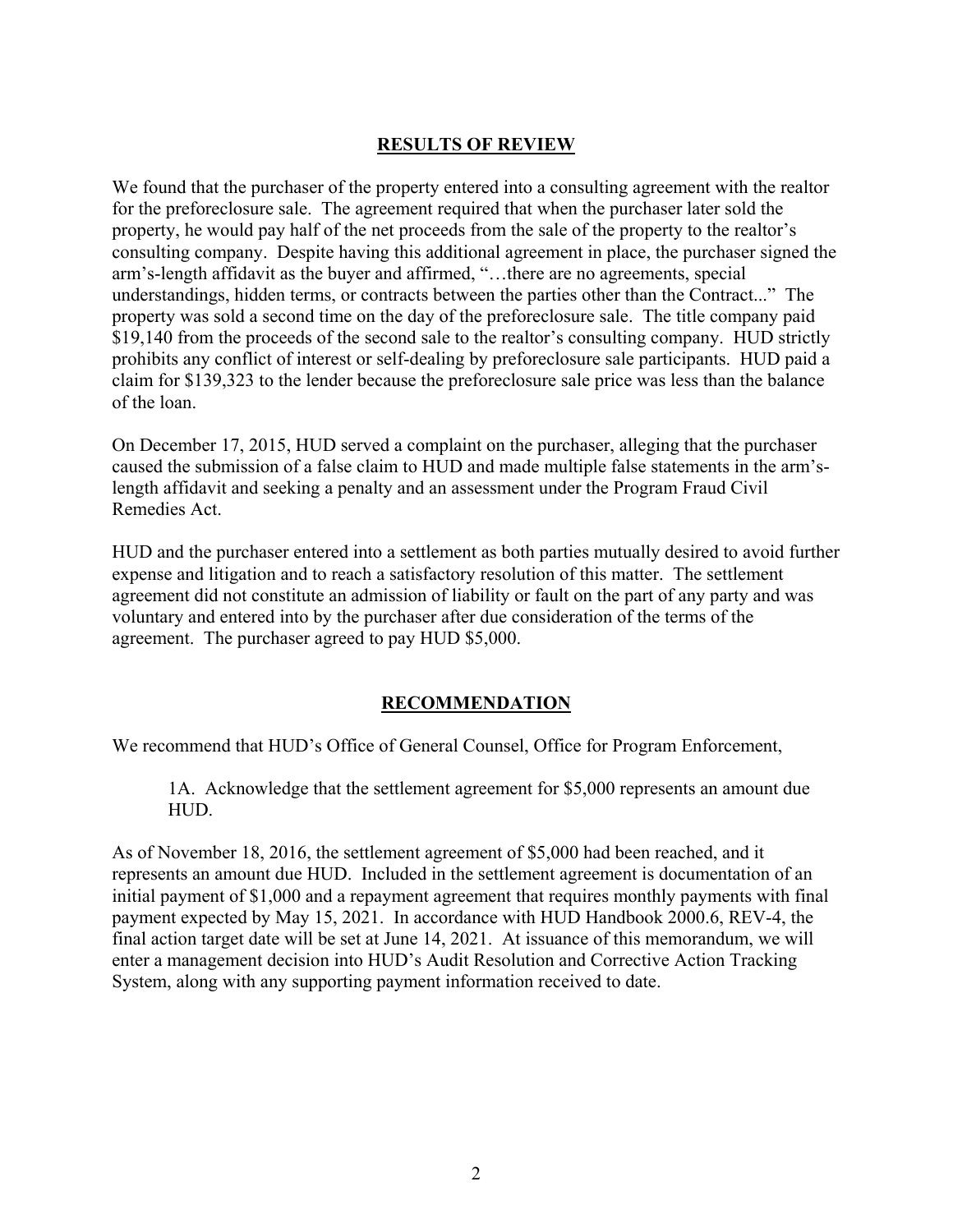## RESULTS OF REVIEW

We found that the purchaser of the property entered into a consulting agreement with the realtor for the preforeclosure sale. The agreement required that when the purchaser later sold the property, he would pay half of the net proceeds from the sale of the property to the realtor's consulting company. Despite having this additional agreement in place, the purchaser signed the arm's-length affidavit as the buyer and affirmed, "…there are no agreements, special understandings, hidden terms, or contracts between the parties other than the Contract..." The property was sold a second time on the day of the preforeclosure sale. The title company paid \$19,140 from the proceeds of the second sale to the realtor's consulting company. HUD strictly prohibits any conflict of interest or self-dealing by preforeclosure sale participants. HUD paid a claim for \$139,323 to the lender because the preforeclosure sale price was less than the balance of the loan.

On December 17, 2015, HUD served a complaint on the purchaser, alleging that the purchaser caused the submission of a false claim to HUD and made multiple false statements in the arm's-length affidavit and seeking a penalty and an assessment under the Program Fraud Civil Remedies Act.

HUD and the purchaser entered into a settlement as both parties mutually desired to avoid further expense and litigation and to reach a satisfactory resolution of this matter. The settlement agreement did not constitute an admission of liability or fault on the part of any party and was voluntary and entered into by the purchaser after due consideration of the terms of the agreement. The purchaser agreed to pay HUD \$5,000.

## RECOMMENDATION

We recommend that HUD's Office of General Counsel, Office for Program Enforcement,

> 1A. Acknowledge that the settlement agreement for \$5,000 represents an amount due HUD.

As of November 18, 2016, the settlement agreement of \$5,000 had been reached, and it represents an amount due HUD. Included in the settlement agreement is documentation of an initial payment of \$1,000 and a repayment agreement that requires monthly payments with final payment expected by May 15, 2021. In accordance with HUD Handbook 2000.6, REV-4, the final action target date will be set at June 14, 2021. At issuance of this memorandum, we will enter a management decision into HUD's Audit Resolution and Corrective Action Tracking System, along with any supporting payment information received to date.